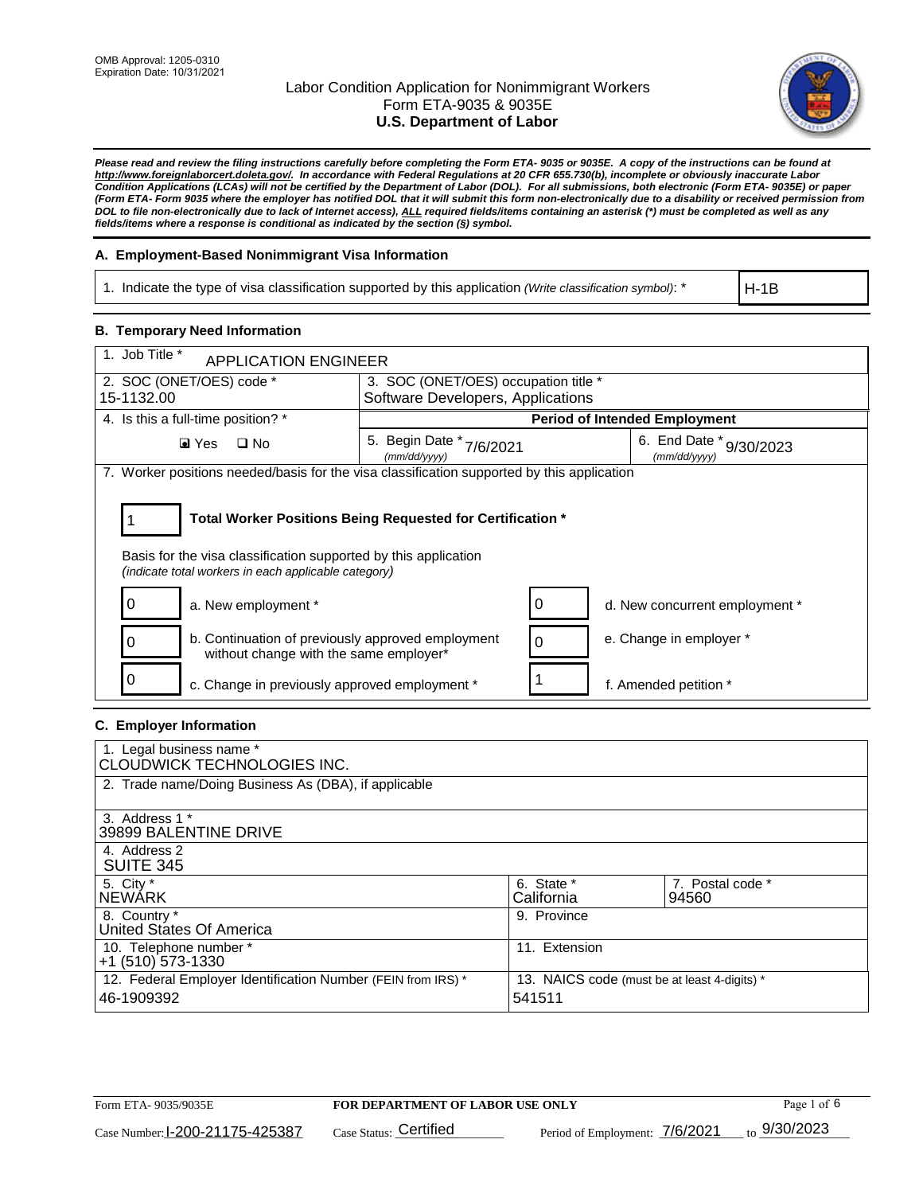OMB Approval: 1205-0310
Expiration Date: 10/31/2021

# Labor Condition Application for Nonimmigrant Workers
## Form ETA-9035 & 9035E
## U.S. Department of Labor

***Please read and review the filing instructions carefully before completing the Form ETA- 9035 or 9035E. A copy of the instructions can be found at http://www.foreignlaborcert.doleta.gov/. In accordance with Federal Regulations at 20 CFR 655.730(b), incomplete or obviously inaccurate Labor Condition Applications (LCAs) will not be certified by the Department of Labor (DOL). For all submissions, both electronic (Form ETA- 9035E) or paper (Form ETA- Form 9035 where the employer has notified DOL that it will submit this form non-electronically due to a disability or received permission from DOL to file non-electronically due to lack of Internet access), ALL required fields/items containing an asterisk (*) must be completed as well as any fields/items where a response is conditional as indicated by the section (§) symbol.***

### A. Employment-Based Nonimmigrant Visa Information

| 1. Indicate the type of visa classification supported by this application *(Write classification symbol)*: * | H-1B |
|---|---|

### B. Temporary Need Information

| 1. Job Title * APPLICATION ENGINEER | | |
|---|---|---|
| 2. SOC (ONET/OES) code * 15-1132.00 | 3. SOC (ONET/OES) occupation title * Software Developers, Applications | |
| 4. Is this a full-time position? * | Period of Intended Employment | |
| ☑ Yes ☐ No | 5. Begin Date * (mm/dd/yyyy) 7/6/2021 | 6. End Date * (mm/dd/yyyy) 9/30/2023 |

7. Worker positions needed/basis for the visa classification supported by this application

1 **Total Worker Positions Being Requested for Certification ***

Basis for the visa classification supported by this application
*(indicate total workers in each applicable category)*

| | | | |
|---|---|---|---|
| 0 | a. New employment * | 0 | d. New concurrent employment * |
| 0 | b. Continuation of previously approved employment without change with the same employer* | 0 | e. Change in employer * |
| 0 | c. Change in previously approved employment * | 1 | f. Amended petition * |

### C. Employer Information

| | |
|---|---|
| 1. Legal business name * CLOUDWICK TECHNOLOGIES INC. | |
| 2. Trade name/Doing Business As (DBA), if applicable | |
| 3. Address 1 * 39899 BALENTINE DRIVE | |
| 4. Address 2 SUITE 345 | |
| 5. City * NEWARK | 6. State * California / 7. Postal code * 94560 |
| 8. Country * United States Of America | 9. Province |
| 10. Telephone number * +1 (510) 573-1330 | 11. Extension |
| 12. Federal Employer Identification Number (FEIN from IRS) * 46-1909392 | 13. NAICS code (must be at least 4-digits) * 541511 |

Case Number: I-200-21175-425387 Case Status: Certified Period of Employment: 7/6/2021 to 9/30/2023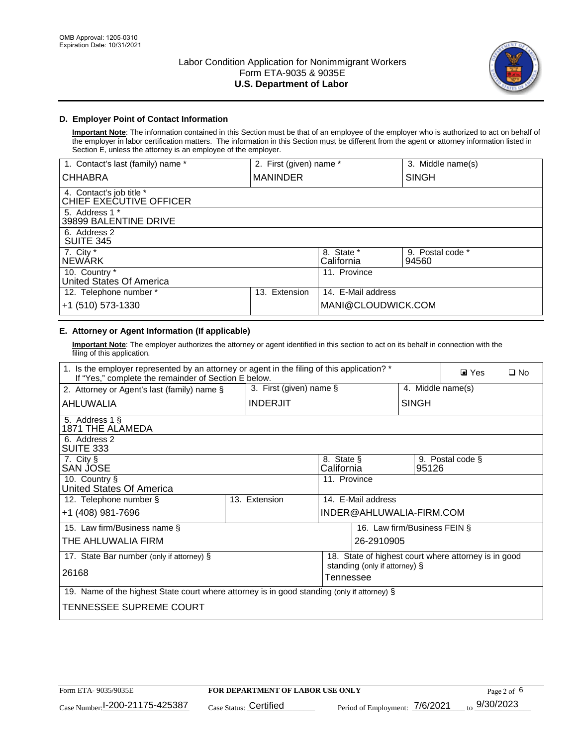## D. Employer Point of Contact Information

**Important Note**: The information contained in this Section must be that of an employee of the employer who is authorized to act on behalf of the employer in labor certification matters. The information in this Section must be different from the agent or attorney information listed in Section E, unless the attorney is an employee of the employer.

| 1. Contact's last (family) name * | 2. First (given) name * | 3. Middle name(s) |
|---|---|---|
| CHHABRA | MANINDER | SINGH |
| 4. Contact's job title * CHIEF EXECUTIVE OFFICER | | |
| 5. Address 1 * 39899 BALENTINE DRIVE | | |
| 6. Address 2 SUITE 345 | | |
| 7. City * NEWARK | 8. State * California | 9. Postal code * 94560 |
| 10. Country * United States Of America | 11. Province | |
| 12. Telephone number * +1 (510) 573-1330 | 13. Extension | 14. E-Mail address MANI@CLOUDWICK.COM |

## E. Attorney or Agent Information (If applicable)

**Important Note**: The employer authorizes the attorney or agent identified in this section to act on its behalf in connection with the filing of this application.

| 1. Is the employer represented by an attorney or agent in the filing of this application? * If "Yes," complete the remainder of Section E below. | | ☑ Yes ☐ No |
|---|---|---|
| 2. Attorney or Agent's last (family) name § | 3. First (given) name § | 4. Middle name(s) |
| AHLUWALIA | INDERJIT | SINGH |
| 5. Address 1 § 1871 THE ALAMEDA | | |
| 6. Address 2 SUITE 333 | | |
| 7. City § SAN JOSE | 8. State § California | 9. Postal code § 95126 |
| 10. Country § United States Of America | 11. Province | |
| 12. Telephone number § +1 (408) 981-7696 | 13. Extension | 14. E-Mail address INDER@AHLUWALIA-FIRM.COM |
| 15. Law firm/Business name § THE AHLUWALIA FIRM | | 16. Law firm/Business FEIN § 26-2910905 |
| 17. State Bar number (only if attorney) § 26168 | | 18. State of highest court where attorney is in good standing (only if attorney) § Tennessee |
| 19. Name of the highest State court where attorney is in good standing (only if attorney) § TENNESSEE SUPREME COURT | | |

Form ETA- 9035/9035E | FOR DEPARTMENT OF LABOR USE ONLY

Case Number: I-200-21175-425387 Case Status: Certified Period of Employment: 7/6/2021 to 9/30/2023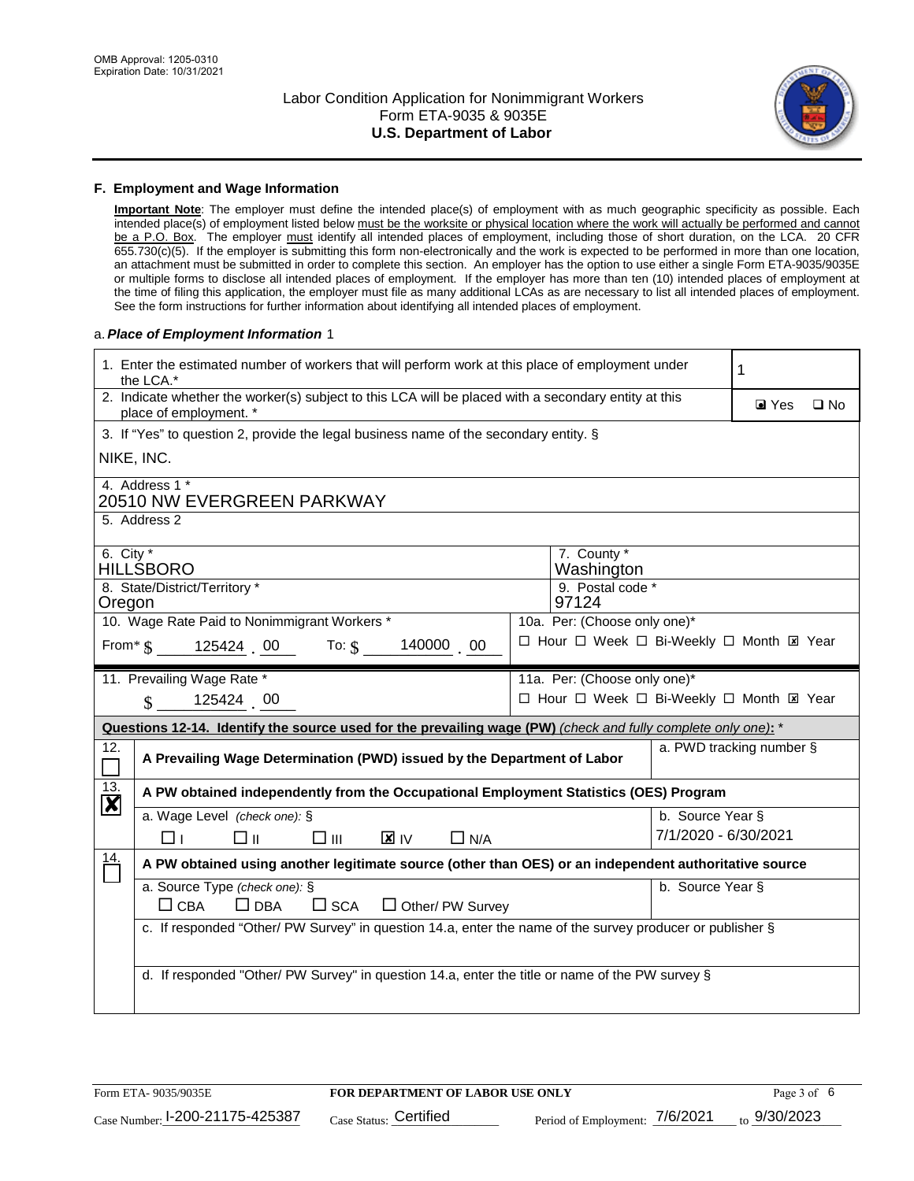OMB Approval: 1205-0310
Expiration Date: 10/31/2021

# Labor Condition Application for Nonimmigrant Workers
## Form ETA-9035 & 9035E
## U.S. Department of Labor

### F. Employment and Wage Information

**Important Note**: The employer must define the intended place(s) of employment with as much geographic specificity as possible. Each intended place(s) of employment listed below must be the worksite or physical location where the work will actually be performed and cannot be a P.O. Box. The employer must identify all intended places of employment, including those of short duration, on the LCA. 20 CFR 655.730(c)(5). If the employer is submitting this form non-electronically and the work is expected to be performed in more than one location, an attachment must be submitted in order to complete this section. An employer has the option to use either a single Form ETA-9035/9035E or multiple forms to disclose all intended places of employment. If the employer has more than ten (10) intended places of employment at the time of filing this application, the employer must file as many additional LCAs as are necessary to list all intended places of employment. See the form instructions for further information about identifying all intended places of employment.

a. ***Place of Employment Information*** 1

| | |
|---|---|
| 1. Enter the estimated number of workers that will perform work at this place of employment under the LCA.* | 1 |
| 2. Indicate whether the worker(s) subject to this LCA will be placed with a secondary entity at this place of employment. * | ☑ Yes ☐ No |
| 3. If "Yes" to question 2, provide the legal business name of the secondary entity. § NIKE, INC. | |
| 4. Address 1 * 20510 NW EVERGREEN PARKWAY | |
| 5. Address 2 | |
| 6. City * HILLSBORO | 7. County * Washington |
| 8. State/District/Territory * Oregon | 9. Postal code * 97124 |
| 10. Wage Rate Paid to Nonimmigrant Workers * From* $ 125424 . 00 To: $ 140000 . 00 | 10a. Per: (Choose only one)* ☐ Hour ☐ Week ☐ Bi-Weekly ☐ Month ☒ Year |
| 11. Prevailing Wage Rate * $ 125424 . 00 | 11a. Per: (Choose only one)* ☐ Hour ☐ Week ☐ Bi-Weekly ☐ Month ☒ Year |

**Questions 12-14. Identify the source used for the prevailing wage (PW)** *(check and fully complete only one)*: *

| | | |
|---|---|---|
| 12. ☐ | **A Prevailing Wage Determination (PWD) issued by the Department of Labor** | a. PWD tracking number § |
| 13. ☒ | **A PW obtained independently from the Occupational Employment Statistics (OES) Program** | |
| | a. Wage Level *(check one)*: § ☐ I ☐ II ☐ III ☒ IV ☐ N/A | b. Source Year § 7/1/2020 - 6/30/2021 |
| 14. ☐ | **A PW obtained using another legitimate source (other than OES) or an independent authoritative source** | |
| | a. Source Type *(check one)*: § ☐ CBA ☐ DBA ☐ SCA ☐ Other/ PW Survey | b. Source Year § |
| | c. If responded "Other/ PW Survey" in question 14.a, enter the name of the survey producer or publisher § | |
| | d. If responded "Other/ PW Survey" in question 14.a, enter the title or name of the PW survey § | |

Form ETA- 9035/9035E | **FOR DEPARTMENT OF LABOR USE ONLY** | Case Number: I-200-21175-425387 | Case Status: Certified | Period of Employment: 7/6/2021 to 9/30/2023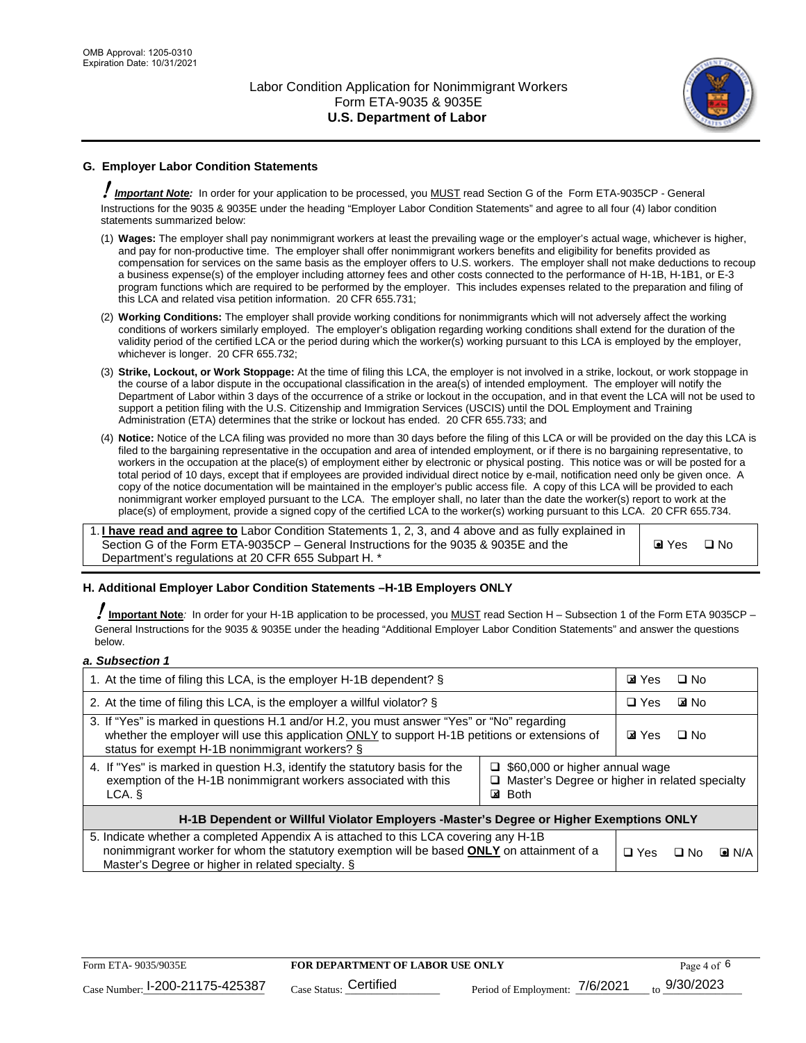## G. Employer Labor Condition Statements

***Important Note:*** In order for your application to be processed, you MUST read Section G of the Form ETA-9035CP - General Instructions for the 9035 & 9035E under the heading "Employer Labor Condition Statements" and agree to all four (4) labor condition statements summarized below:

(1) **Wages:** The employer shall pay nonimmigrant workers at least the prevailing wage or the employer's actual wage, whichever is higher, and pay for non-productive time. The employer shall offer nonimmigrant workers benefits and eligibility for benefits provided as compensation for services on the same basis as the employer offers to U.S. workers. The employer shall not make deductions to recoup a business expense(s) of the employer including attorney fees and other costs connected to the performance of H-1B, H-1B1, or E-3 program functions which are required to be performed by the employer. This includes expenses related to the preparation and filing of this LCA and related visa petition information. 20 CFR 655.731;

(2) **Working Conditions:** The employer shall provide working conditions for nonimmigrants which will not adversely affect the working conditions of workers similarly employed. The employer's obligation regarding working conditions shall extend for the duration of the validity period of the certified LCA or the period during which the worker(s) working pursuant to this LCA is employed by the employer, whichever is longer. 20 CFR 655.732;

(3) **Strike, Lockout, or Work Stoppage:** At the time of filing this LCA, the employer is not involved in a strike, lockout, or work stoppage in the course of a labor dispute in the occupational classification in the area(s) of intended employment. The employer will notify the Department of Labor within 3 days of the occurrence of a strike or lockout in the occupation, and in that event the LCA will not be used to support a petition filing with the U.S. Citizenship and Immigration Services (USCIS) until the DOL Employment and Training Administration (ETA) determines that the strike or lockout has ended. 20 CFR 655.733; and

(4) **Notice:** Notice of the LCA filing was provided no more than 30 days before the filing of this LCA or will be provided on the day this LCA is filed to the bargaining representative in the occupation and area of intended employment, or if there is no bargaining representative, to workers in the occupation at the place(s) of employment either by electronic or physical posting. This notice was or will be posted for a total period of 10 days, except that if employees are provided individual direct notice by e-mail, notification need only be given once. A copy of the notice documentation will be maintained in the employer's public access file. A copy of this LCA will be provided to each nonimmigrant worker employed pursuant to the LCA. The employer shall, no later than the date the worker(s) report to work at the place(s) of employment, provide a signed copy of the certified LCA to the worker(s) working pursuant to this LCA. 20 CFR 655.734.

| | |
|---|---|
| 1. **I have read and agree to** Labor Condition Statements 1, 2, 3, and 4 above and as fully explained in Section G of the Form ETA-9035CP – General Instructions for the 9035 & 9035E and the Department's regulations at 20 CFR 655 Subpart H. * | ☑ Yes ☐ No |

## H. Additional Employer Labor Condition Statements –H-1B Employers ONLY

***Important Note:*** In order for your H-1B application to be processed, you MUST read Section H – Subsection 1 of the Form ETA 9035CP – General Instructions for the 9035 & 9035E under the heading "Additional Employer Labor Condition Statements" and answer the questions below.

***a. Subsection 1***

| | |
|---|---|
| 1. At the time of filing this LCA, is the employer H-1B dependent? § | ☑ Yes ☐ No |
| 2. At the time of filing this LCA, is the employer a willful violator? § | ☐ Yes ☑ No |
| 3. If "Yes" is marked in questions H.1 and/or H.2, you must answer "Yes" or "No" regarding whether the employer will use this application ONLY to support H-1B petitions or extensions of status for exempt H-1B nonimmigrant workers? § | ☑ Yes ☐ No |
| 4. If "Yes" is marked in question H.3, identify the statutory basis for the exemption of the H-1B nonimmigrant workers associated with this LCA. § | ☐ $60,000 or higher annual wage<br>☐ Master's Degree or higher in related specialty<br>☑ Both |
| **H-1B Dependent or Willful Violator Employers -Master's Degree or Higher Exemptions ONLY** | |
| 5. Indicate whether a completed Appendix A is attached to this LCA covering any H-1B nonimmigrant worker for whom the statutory exemption will be based **ONLY** on attainment of a Master's Degree or higher in related specialty. § | ☐ Yes ☐ No ☑ N/A |

Form ETA- 9035/9035E | FOR DEPARTMENT OF LABOR USE ONLY
Case Number: I-200-21175-425387 Case Status: Certified Period of Employment: 7/6/2021 to 9/30/2023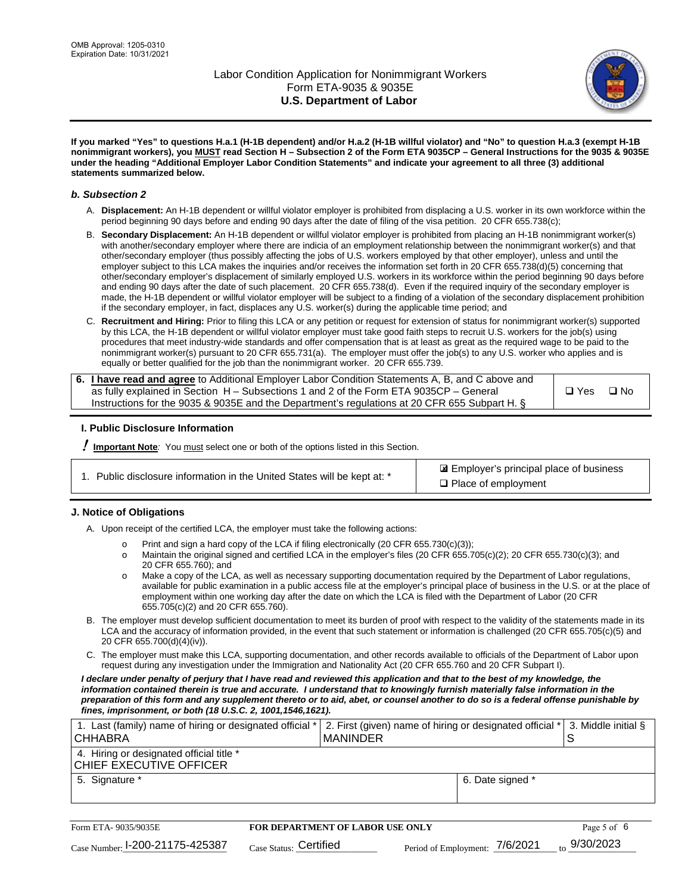If you marked "Yes" to questions H.a.1 (H-1B dependent) and/or H.a.2 (H-1B willful violator) and "No" to question H.a.3 (exempt H-1B nonimmigrant workers), you MUST read Section H – Subsection 2 of the Form ETA 9035CP – General Instructions for the 9035 & 9035E under the heading "Additional Employer Labor Condition Statements" and indicate your agreement to all three (3) additional statements summarized below.**

### *b. Subsection 2*

A. **Displacement:** An H-1B dependent or willful violator employer is prohibited from displacing a U.S. worker in its own workforce within the period beginning 90 days before and ending 90 days after the date of filing of the visa petition. 20 CFR 655.738(c);

B. **Secondary Displacement:** An H-1B dependent or willful violator employer is prohibited from placing an H-1B nonimmigrant worker(s) with another/secondary employer where there are indicia of an employment relationship between the nonimmigrant worker(s) and that other/secondary employer (thus possibly affecting the jobs of U.S. workers employed by that other employer), unless and until the employer subject to this LCA makes the inquiries and/or receives the information set forth in 20 CFR 655.738(d)(5) concerning that other/secondary employer's displacement of similarly employed U.S. workers in its workforce within the period beginning 90 days before and ending 90 days after the date of such placement. 20 CFR 655.738(d). Even if the required inquiry of the secondary employer is made, the H-1B dependent or willful violator employer will be subject to a finding of a violation of the secondary displacement prohibition if the secondary employer, in fact, displaces any U.S. worker(s) during the applicable time period; and

C. **Recruitment and Hiring:** Prior to filing this LCA or any petition or request for extension of status for nonimmigrant worker(s) supported by this LCA, the H-1B dependent or willful violator employer must take good faith steps to recruit U.S. workers for the job(s) using procedures that meet industry-wide standards and offer compensation that is at least as great as the required wage to be paid to the nonimmigrant worker(s) pursuant to 20 CFR 655.731(a). The employer must offer the job(s) to any U.S. worker who applies and is equally or better qualified for the job than the nonimmigrant worker. 20 CFR 655.739.

| 6. **I have read and agree** to Additional Employer Labor Condition Statements A, B, and C above and as fully explained in Section H – Subsections 1 and 2 of the Form ETA 9035CP – General Instructions for the 9035 & 9035E and the Department's regulations at 20 CFR 655 Subpart H. § | ❑ Yes ❑ No |
|---|---|

## I. Public Disclosure Information

**! Important Note**: You must select one or both of the options listed in this Section.

| 1. Public disclosure information in the United States will be kept at: * | ☒ Employer's principal place of business<br>❑ Place of employment |
|---|---|

## J. Notice of Obligations

A. Upon receipt of the certified LCA, the employer must take the following actions:

- o Print and sign a hard copy of the LCA if filing electronically (20 CFR 655.730(c)(3));
- o Maintain the original signed and certified LCA in the employer's files (20 CFR 655.705(c)(2); 20 CFR 655.730(c)(3); and 20 CFR 655.760); and
- o Make a copy of the LCA, as well as necessary supporting documentation required by the Department of Labor regulations, available for public examination in a public access file at the employer's principal place of business in the U.S. or at the place of employment within one working day after the date on which the LCA is filed with the Department of Labor (20 CFR 655.705(c)(2) and 20 CFR 655.760).

B. The employer must develop sufficient documentation to meet its burden of proof with respect to the validity of the statements made in its LCA and the accuracy of information provided, in the event that such statement or information is challenged (20 CFR 655.705(c)(5) and 20 CFR 655.700(d)(4)(iv)).

C. The employer must make this LCA, supporting documentation, and other records available to officials of the Department of Labor upon request during any investigation under the Immigration and Nationality Act (20 CFR 655.760 and 20 CFR Subpart I).

***I declare under penalty of perjury that I have read and reviewed this application and that to the best of my knowledge, the information contained therein is true and accurate. I understand that to knowingly furnish materially false information in the preparation of this form and any supplement thereto or to aid, abet, or counsel another to do so is a federal offense punishable by fines, imprisonment, or both (18 U.S.C. 2, 1001,1546,1621).***

| 1. Last (family) name of hiring or designated official * CHHABRA | 2. First (given) name of hiring or designated official * MANINDER | 3. Middle initial § S |
|---|---|---|
| 4. Hiring or designated official title * CHIEF EXECUTIVE OFFICER | | |
| 5. Signature * | 6. Date signed * | |

| Form ETA- 9035/9035E | FOR DEPARTMENT OF LABOR USE ONLY | |
|---|---|---|
| Case Number: I-200-21175-425387 | Case Status: Certified | Period of Employment: 7/6/2021 to 9/30/2023 |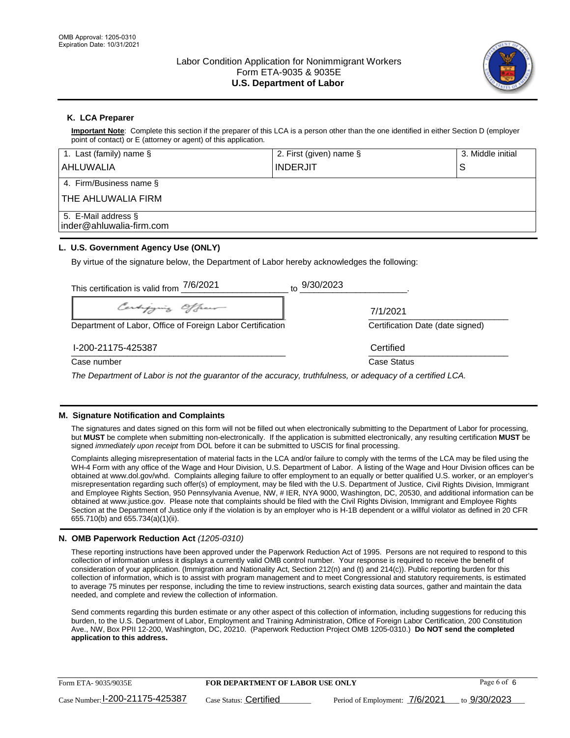OMB Approval: 1205-0310
Expiration Date: 10/31/2021

# Labor Condition Application for Nonimmigrant Workers
## Form ETA-9035 & 9035E
## U.S. Department of Labor

### K. LCA Preparer

**Important Note**: Complete this section if the preparer of this LCA is a person other than the one identified in either Section D (employer point of contact) or E (attorney or agent) of this application.

| 1. Last (family) name § | 2. First (given) name § | 3. Middle initial |
|---|---|---|
| AHLUWALIA | INDERJIT | S |
| 4. Firm/Business name § | | |
| THE AHLUWALIA FIRM | | |
| 5. E-Mail address § | | |
| inder@ahluwalia-firm.com | | |

### L. U.S. Government Agency Use (ONLY)

By virtue of the signature below, the Department of Labor hereby acknowledges the following:

This certification is valid from 7/6/2021 to 9/30/2023.

Certifying Officer

Department of Labor, Office of Foreign Labor Certification

7/1/2021
Certification Date (date signed)

I-200-21175-425387
Case number

Certified
Case Status

*The Department of Labor is not the guarantor of the accuracy, truthfulness, or adequacy of a certified LCA.*

### M. Signature Notification and Complaints

The signatures and dates signed on this form will not be filled out when electronically submitting to the Department of Labor for processing, but **MUST** be complete when submitting non-electronically. If the application is submitted electronically, any resulting certification **MUST** be signed *immediately upon receipt* from DOL before it can be submitted to USCIS for final processing.

Complaints alleging misrepresentation of material facts in the LCA and/or failure to comply with the terms of the LCA may be filed using the WH-4 Form with any office of the Wage and Hour Division, U.S. Department of Labor. A listing of the Wage and Hour Division offices can be obtained at www.dol.gov/whd. Complaints alleging failure to offer employment to an equally or better qualified U.S. worker, or an employer's misrepresentation regarding such offer(s) of employment, may be filed with the U.S. Department of Justice, Civil Rights Division, Immigrant and Employee Rights Section, 950 Pennsylvania Avenue, NW, # IER, NYA 9000, Washington, DC, 20530, and additional information can be obtained at www.justice.gov. Please note that complaints should be filed with the Civil Rights Division, Immigrant and Employee Rights Section at the Department of Justice only if the violation is by an employer who is H-1B dependent or a willful violator as defined in 20 CFR 655.710(b) and 655.734(a)(1)(ii).

### N. OMB Paperwork Reduction Act *(1205-0310)*

These reporting instructions have been approved under the Paperwork Reduction Act of 1995. Persons are not required to respond to this collection of information unless it displays a currently valid OMB control number. Your response is required to receive the benefit of consideration of your application. (Immigration and Nationality Act, Section 212(n) and (t) and 214(c)). Public reporting burden for this collection of information, which is to assist with program management and to meet Congressional and statutory requirements, is estimated to average 75 minutes per response, including the time to review instructions, search existing data sources, gather and maintain the data needed, and complete and review the collection of information.

Send comments regarding this burden estimate or any other aspect of this collection of information, including suggestions for reducing this burden, to the U.S. Department of Labor, Employment and Training Administration, Office of Foreign Labor Certification, 200 Constitution Ave., NW, Box PPII 12-200, Washington, DC, 20210. (Paperwork Reduction Project OMB 1205-0310.) **Do NOT send the completed application to this address.**

Form ETA- 9035/9035E — **FOR DEPARTMENT OF LABOR USE ONLY**

Case Number: I-200-21175-425387 Case Status: Certified Period of Employment: 7/6/2021 to 9/30/2023